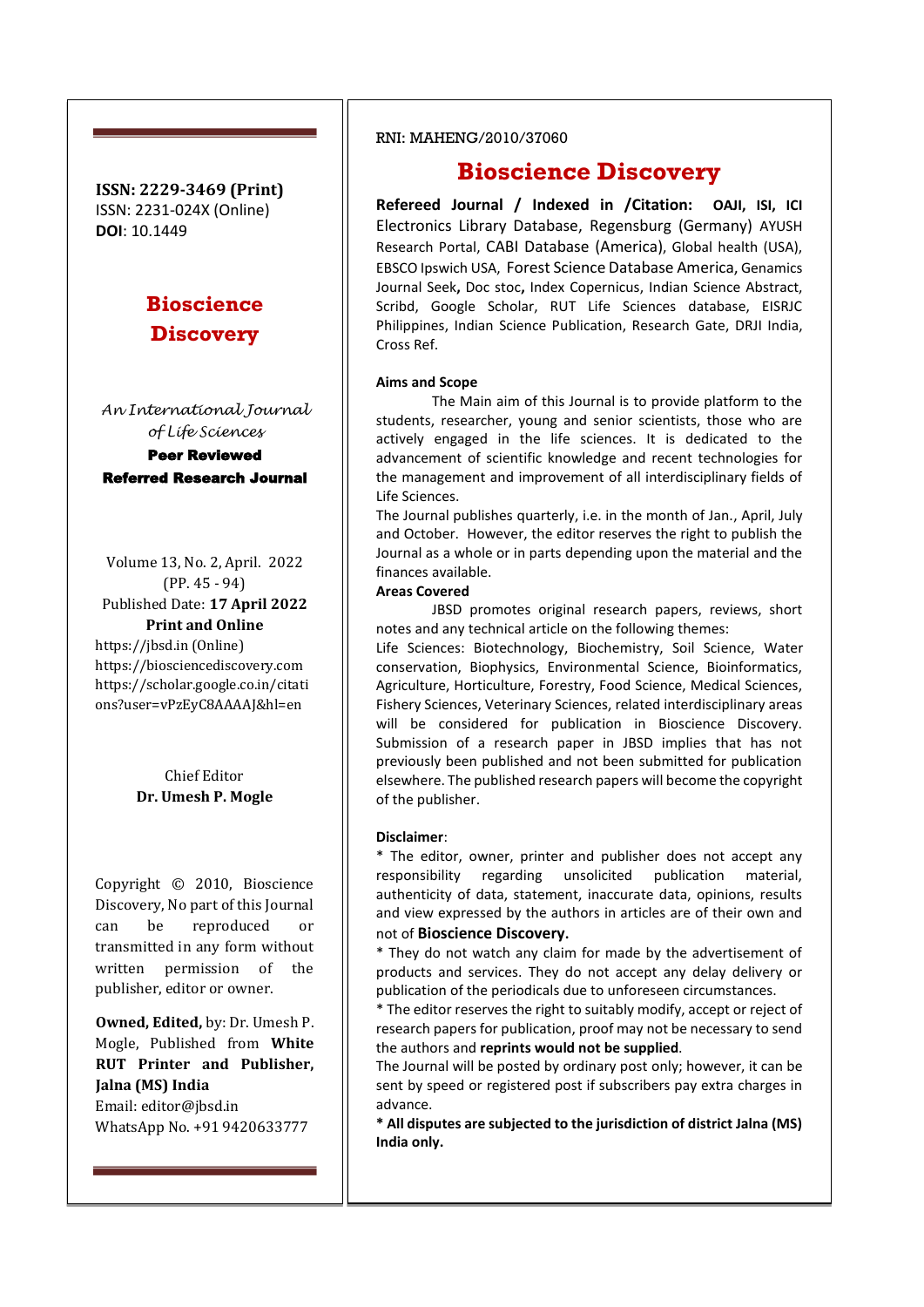**ISSN: 2229-3469 (Print)**
ISSN: 2231-024X (Online)
**DOI**: 10.1449

# Bioscience Discovery

*An International Journal of Life Sciences*

**Peer Reviewed**

**Referred Research Journal**

Volume 13, No. 2, April. 2022
(PP. 45 - 94)
Published Date: **17 April 2022**
**Print and Online**
https://jbsd.in (Online)
https://biosciencediscovery.com
https://scholar.google.co.in/citations?user=vPzEyC8AAAAJ&hl=en

Chief Editor
**Dr. Umesh P. Mogle**

Copyright © 2010, Bioscience Discovery, No part of this Journal can be reproduced or transmitted in any form without written permission of the publisher, editor or owner.

**Owned, Edited,** by: Dr. Umesh P. Mogle, Published from **White RUT Printer and Publisher, Jalna (MS) India**
Email: editor@jbsd.in
WhatsApp No. +91 9420633777

RNI: MAHENG/2010/37060

# Bioscience Discovery

**Refereed Journal / Indexed in /Citation: OAJI, ISI, ICI** Electronics Library Database, Regensburg (Germany) AYUSH Research Portal, CABI Database (America), Global health (USA), EBSCO Ipswich USA, Forest Science Database America, Genamics Journal Seek**,** Doc stoc**,** Index Copernicus, Indian Science Abstract, Scribd, Google Scholar, RUT Life Sciences database, EISRJC Philippines, Indian Science Publication, Research Gate, DRJI India, Cross Ref.

**Aims and Scope**

The Main aim of this Journal is to provide platform to the students, researcher, young and senior scientists, those who are actively engaged in the life sciences. It is dedicated to the advancement of scientific knowledge and recent technologies for the management and improvement of all interdisciplinary fields of Life Sciences.

The Journal publishes quarterly, i.e. in the month of Jan., April, July and October. However, the editor reserves the right to publish the Journal as a whole or in parts depending upon the material and the finances available.

**Areas Covered**

JBSD promotes original research papers, reviews, short notes and any technical article on the following themes:

Life Sciences: Biotechnology, Biochemistry, Soil Science, Water conservation, Biophysics, Environmental Science, Bioinformatics, Agriculture, Horticulture, Forestry, Food Science, Medical Sciences, Fishery Sciences, Veterinary Sciences, related interdisciplinary areas will be considered for publication in Bioscience Discovery. Submission of a research paper in JBSD implies that has not previously been published and not been submitted for publication elsewhere. The published research papers will become the copyright of the publisher.

**Disclaimer**:

* The editor, owner, printer and publisher does not accept any responsibility regarding unsolicited publication material, authenticity of data, statement, inaccurate data, opinions, results and view expressed by the authors in articles are of their own and not of **Bioscience Discovery.**

* They do not watch any claim for made by the advertisement of products and services. They do not accept any delay delivery or publication of the periodicals due to unforeseen circumstances.

* The editor reserves the right to suitably modify, accept or reject of research papers for publication, proof may not be necessary to send the authors and **reprints would not be supplied**.

The Journal will be posted by ordinary post only; however, it can be sent by speed or registered post if subscribers pay extra charges in advance.

**\* All disputes are subjected to the jurisdiction of district Jalna (MS) India only.**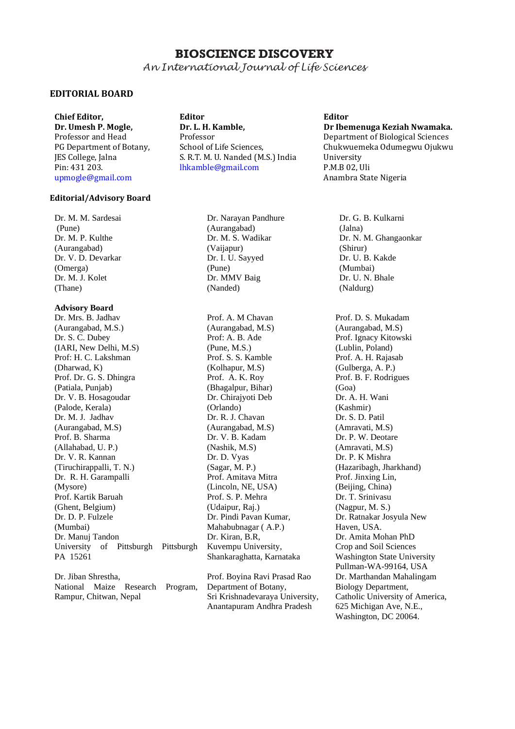# BIOSCIENCE DISCOVERY

*An International Journal of Life Sciences*

## EDITORIAL BOARD

**Chief Editor,**
**Dr. Umesh P. Mogle,**
Professor and Head
PG Department of Botany,
JES College, Jalna
Pin: 431 203.
upmogle@gmail.com

**Editor**
**Dr. L. H. Kamble,**
Professor
School of Life Sciences,
S. R.T. M. U. Nanded (M.S.) India
lhkamble@gmail.com

**Editor**
**Dr Ibemenuga Keziah Nwamaka.**
Department of Biological Sciences
Chukwuemeka Odumegwu Ojukwu University
P.M.B 02, Uli
Anambra State Nigeria

### Editorial/Advisory Board

Dr. M. M. Sardesai (Pune)
Dr. M. P. Kulthe (Aurangabad)
Dr. V. D. Devarkar (Omerga)
Dr. M. J. Kolet (Thane)

Dr. Narayan Pandhure (Aurangabad)
Dr. M. S. Wadikar (Vaijapur)
Dr. I. U. Sayyed (Pune)
Dr. MMV Baig (Nanded)

Dr. G. B. Kulkarni (Jalna)
Dr. N. M. Ghangaonkar (Shirur)
Dr. U. B. Kakde (Mumbai)
Dr. U. N. Bhale (Naldurg)

### Advisory Board

Dr. Mrs. B. Jadhav (Aurangabad, M.S.)
Dr. S. C. Dubey (IARI, New Delhi, M.S)
Prof: H. C. Lakshman (Dharwad, K)
Prof. Dr. G. S. Dhingra (Patiala, Punjab)
Dr. V. B. Hosagoudar (Palode, Kerala)
Dr. M. J. Jadhav (Aurangabad, M.S)
Prof. B. Sharma (Allahabad, U. P.)
Dr. V. R. Kannan (Tiruchirappalli, T. N.)
Dr. R. H. Garampalli (Mysore)
Prof. Kartik Baruah (Ghent, Belgium)
Dr. D. P. Fulzele (Mumbai)
Dr. Manuj Tandon University of Pittsburgh Pittsburgh PA 15261

Dr. Jiban Shrestha, National Maize Research Program, Rampur, Chitwan, Nepal

Prof. A. M Chavan (Aurangabad, M.S)
Prof: A. B. Ade (Pune, M.S.)
Prof. S. S. Kamble (Kolhapur, M.S)
Prof. A. K. Roy (Bhagalpur, Bihar)
Dr. Chirajyoti Deb (Orlando)
Dr. R. J. Chavan (Aurangabad, M.S)
Dr. V. B. Kadam (Nashik, M.S)
Dr. D. Vyas (Sagar, M. P.)
Prof. Amitava Mitra (Lincoln, NE, USA)
Prof. S. P. Mehra (Udaipur, Raj.)
Dr. Pindi Pavan Kumar, Mahabubnagar ( A.P.)
Dr. Kiran, B.R, Kuvempu University, Shankaraghatta, Karnataka

Prof. Boyina Ravi Prasad Rao Department of Botany, Sri Krishnadevaraya University, Anantapuram Andhra Pradesh

Prof. D. S. Mukadam (Aurangabad, M.S)
Prof. Ignacy Kitowski (Lublin, Poland)
Prof. A. H. Rajasab (Gulberga, A. P.)
Prof. B. F. Rodrigues (Goa)
Dr. A. H. Wani (Kashmir)
Dr. S. D. Patil (Amravati, M.S)
Dr. P. W. Deotare (Amravati, M.S)
Dr. P. K Mishra (Hazaribagh, Jharkhand)
Prof. Jinxing Lin, (Beijing, China)
Dr. T. Srinivasu (Nagpur, M. S.)
Dr. Ratnakar Josyula New Haven, USA.
Dr. Amita Mohan PhD Crop and Soil Sciences Washington State University Pullman-WA-99164, USA
Dr. Marthandan Mahalingam Biology Department, Catholic University of America, 625 Michigan Ave, N.E., Washington, DC 20064.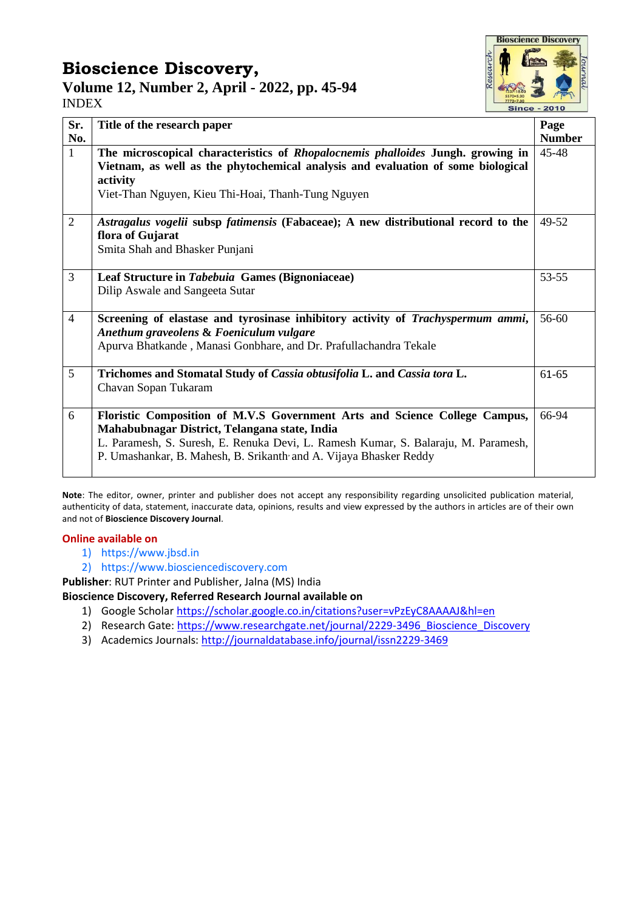# Bioscience Discovery,

## Volume 12, Number 2, April - 2022, pp. 45-94

INDEX

| Sr. No. | Title of the research paper | Page Number |
|---|---|---|
| 1 | **The microscopical characteristics of *Rhopalocnemis phalloides* Jungh. growing in Vietnam, as well as the phytochemical analysis and evaluation of some biological activity** Viet-Than Nguyen, Kieu Thi-Hoai, Thanh-Tung Nguyen | 45-48 |
| 2 | ***Astragalus vogelii* subsp *fatimensis* (Fabaceae); A new distributional record to the flora of Gujarat** Smita Shah and Bhasker Punjani | 49-52 |
| 3 | **Leaf Structure in *Tabebuia* Games (Bignoniaceae)** Dilip Aswale and Sangeeta Sutar | 53-55 |
| 4 | **Screening of elastase and tyrosinase inhibitory activity of *Trachyspermum ammi*, *Anethum graveolens* & *Foeniculum vulgare*** Apurva Bhatkande , Manasi Gonbhare, and Dr. Prafullachandra Tekale | 56-60 |
| 5 | **Trichomes and Stomatal Study of *Cassia obtusifolia* L. and *Cassia tora* L.** Chavan Sopan Tukaram | 61-65 |
| 6 | **Floristic Composition of M.V.S Government Arts and Science College Campus, Mahabubnagar District, Telangana state, India** L. Paramesh, S. Suresh, E. Renuka Devi, L. Ramesh Kumar, S. Balaraju, M. Paramesh, P. Umashankar, B. Mahesh, B. Srikanth and A. Vijaya Bhasker Reddy | 66-94 |

**Note**: The editor, owner, printer and publisher does not accept any responsibility regarding unsolicited publication material, authenticity of data, statement, inaccurate data, opinions, results and view expressed by the authors in articles are of their own and not of **Bioscience Discovery Journal**.

**Online available on**

1) https://www.jbsd.in
2) https://www.bosciencediscovery.com

**Publisher**: RUT Printer and Publisher, Jalna (MS) India

**Bioscience Discovery, Referred Research Journal available on**

1) Google Scholar https://scholar.google.co.in/citations?user=vPzEyC8AAAAJ&hl=en
2) Research Gate: https://www.researchgate.net/journal/2229-3496_Bioscience_Discovery
3) Academics Journals: http://journaldatabase.info/journal/issn2229-3469